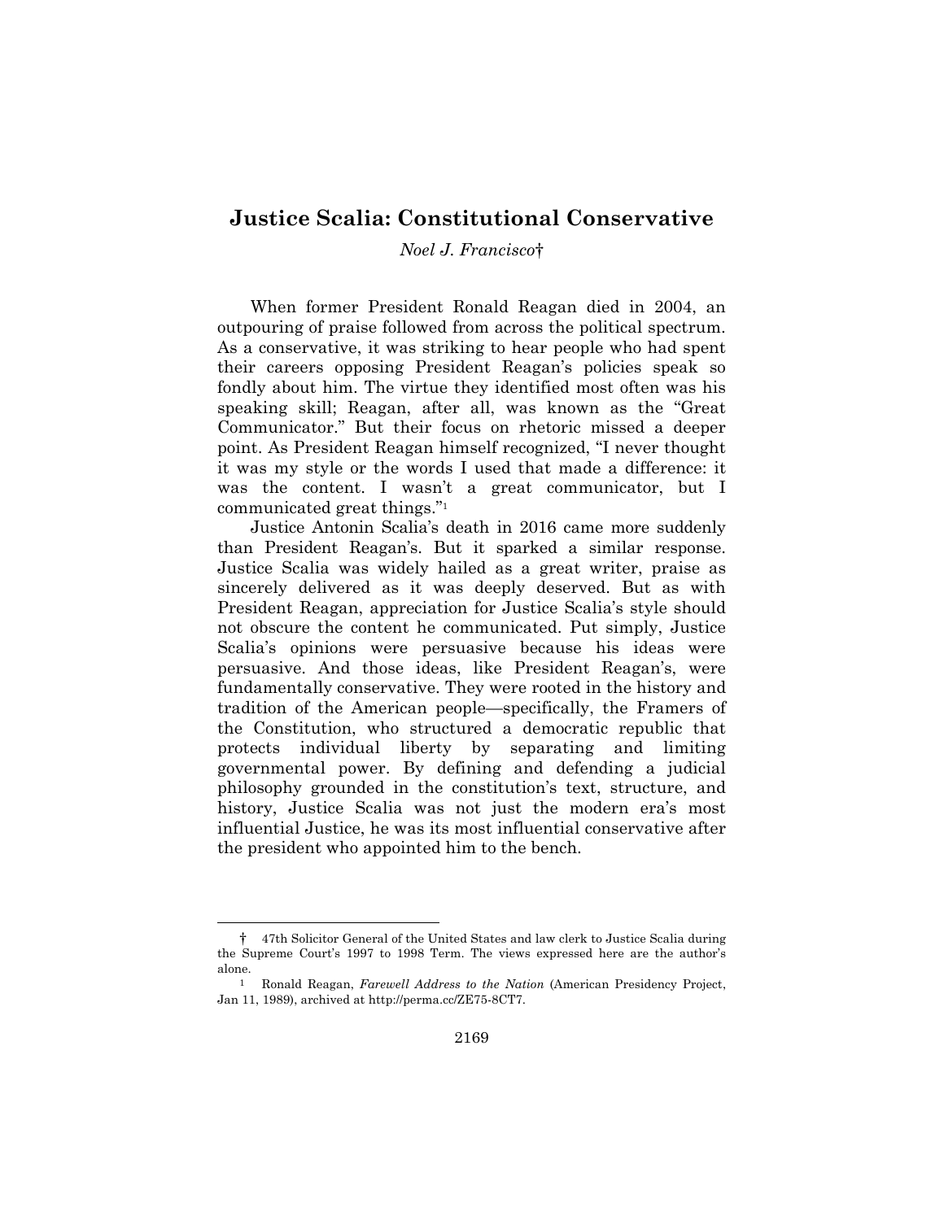# Justice Scalia: Constitutional Conservative

*Noel J. Francisco*†

When former President Ronald Reagan died in 2004, an outpouring of praise followed from across the political spectrum. As a conservative, it was striking to hear people who had spent their careers opposing President Reagan's policies speak so fondly about him. The virtue they identified most often was his speaking skill; Reagan, after all, was known as the "Great Communicator." But their focus on rhetoric missed a deeper point. As President Reagan himself recognized, "I never thought it was my style or the words I used that made a difference: it was the content. I wasn't a great communicator, but I communicated great things."[1]

Justice Antonin Scalia's death in 2016 came more suddenly than President Reagan's. But it sparked a similar response. Justice Scalia was widely hailed as a great writer, praise as sincerely delivered as it was deeply deserved. But as with President Reagan, appreciation for Justice Scalia's style should not obscure the content he communicated. Put simply, Justice Scalia's opinions were persuasive because his ideas were persuasive. And those ideas, like President Reagan's, were fundamentally conservative. They were rooted in the history and tradition of the American people—specifically, the Framers of the Constitution, who structured a democratic republic that protects individual liberty by separating and limiting governmental power. By defining and defending a judicial philosophy grounded in the constitution's text, structure, and history, Justice Scalia was not just the modern era's most influential Justice, he was its most influential conservative after the president who appointed him to the bench.

---

† 47th Solicitor General of the United States and law clerk to Justice Scalia during the Supreme Court's 1997 to 1998 Term. The views expressed here are the author's alone.

1 Ronald Reagan, *Farewell Address to the Nation* (American Presidency Project, Jan 11, 1989), archived at http://perma.cc/ZE75-8CT7.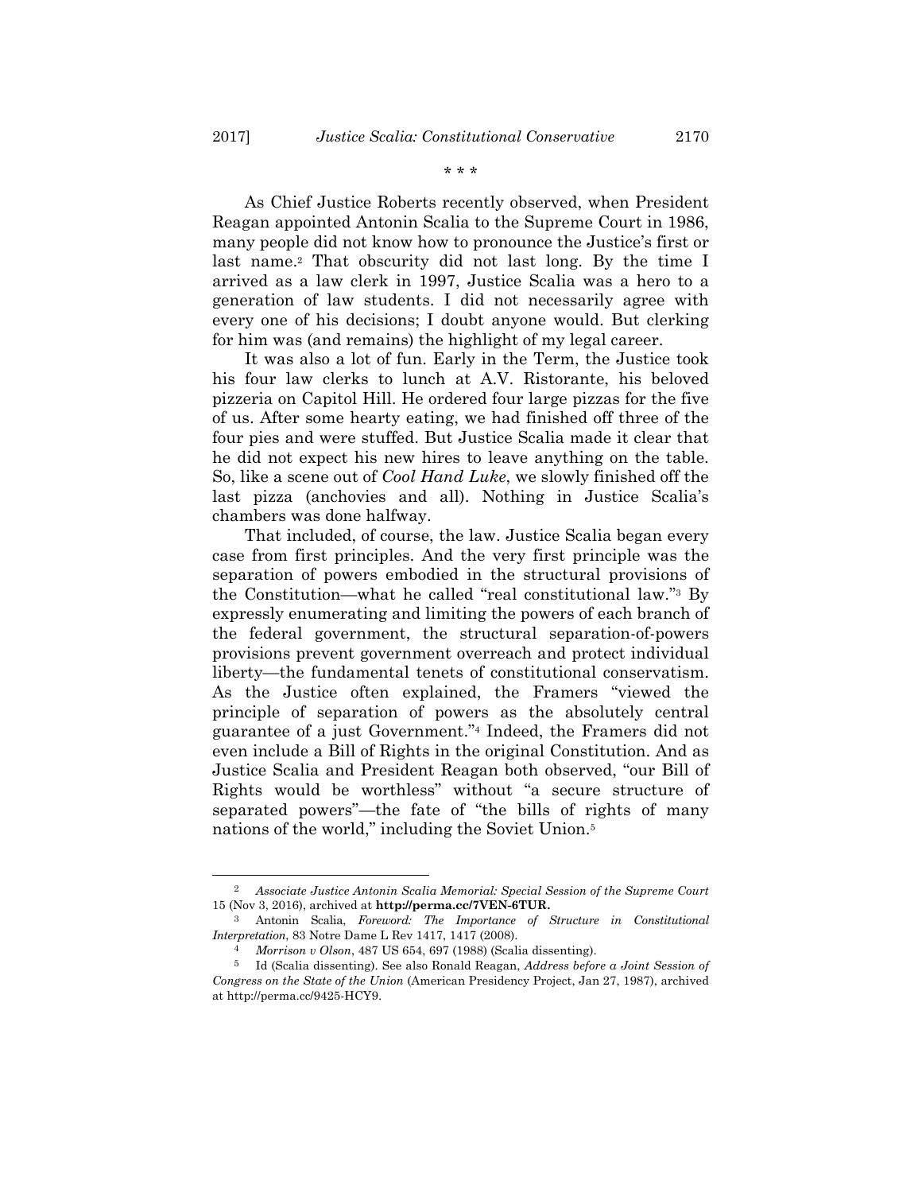\* \* \*

As Chief Justice Roberts recently observed, when President Reagan appointed Antonin Scalia to the Supreme Court in 1986, many people did not know how to pronounce the Justice's first or last name.[2] That obscurity did not last long. By the time I arrived as a law clerk in 1997, Justice Scalia was a hero to a generation of law students. I did not necessarily agree with every one of his decisions; I doubt anyone would. But clerking for him was (and remains) the highlight of my legal career.

It was also a lot of fun. Early in the Term, the Justice took his four law clerks to lunch at A.V. Ristorante, his beloved pizzeria on Capitol Hill. He ordered four large pizzas for the five of us. After some hearty eating, we had finished off three of the four pies and were stuffed. But Justice Scalia made it clear that he did not expect his new hires to leave anything on the table. So, like a scene out of *Cool Hand Luke*, we slowly finished off the last pizza (anchovies and all). Nothing in Justice Scalia's chambers was done halfway.

That included, of course, the law. Justice Scalia began every case from first principles. And the very first principle was the separation of powers embodied in the structural provisions of the Constitution—what he called "real constitutional law."[3] By expressly enumerating and limiting the powers of each branch of the federal government, the structural separation-of-powers provisions prevent government overreach and protect individual liberty—the fundamental tenets of constitutional conservatism. As the Justice often explained, the Framers "viewed the principle of separation of powers as the absolutely central guarantee of a just Government."[4] Indeed, the Framers did not even include a Bill of Rights in the original Constitution. And as Justice Scalia and President Reagan both observed, "our Bill of Rights would be worthless" without "a secure structure of separated powers"—the fate of "the bills of rights of many nations of the world," including the Soviet Union.[5]

---

[2] *Associate Justice Antonin Scalia Memorial: Special Session of the Supreme Court* 15 (Nov 3, 2016), archived at **http://perma.cc/7VEN-6TUR.**

[3] Antonin Scalia, *Foreword: The Importance of Structure in Constitutional Interpretation*, 83 Notre Dame L Rev 1417, 1417 (2008).

[4] *Morrison v Olson*, 487 US 654, 697 (1988) (Scalia dissenting).

[5] Id (Scalia dissenting). See also Ronald Reagan, *Address before a Joint Session of Congress on the State of the Union* (American Presidency Project, Jan 27, 1987), archived at http://perma.cc/9425-HCY9.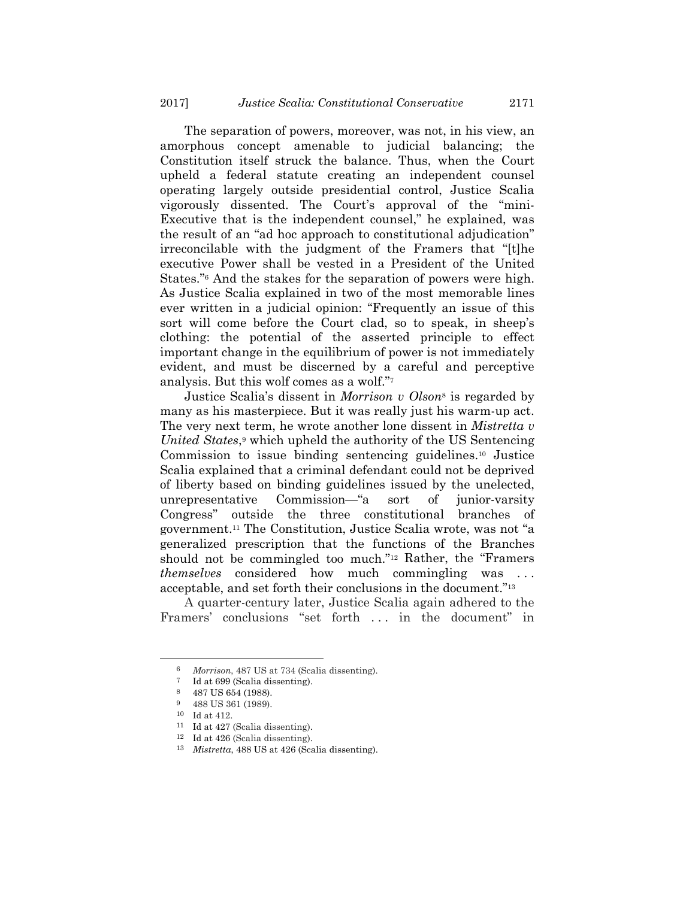The separation of powers, moreover, was not, in his view, an amorphous concept amenable to judicial balancing; the Constitution itself struck the balance. Thus, when the Court upheld a federal statute creating an independent counsel operating largely outside presidential control, Justice Scalia vigorously dissented. The Court's approval of the "mini-Executive that is the independent counsel," he explained, was the result of an "ad hoc approach to constitutional adjudication" irreconcilable with the judgment of the Framers that "[t]he executive Power shall be vested in a President of the United States."[6] And the stakes for the separation of powers were high. As Justice Scalia explained in two of the most memorable lines ever written in a judicial opinion: "Frequently an issue of this sort will come before the Court clad, so to speak, in sheep's clothing: the potential of the asserted principle to effect important change in the equilibrium of power is not immediately evident, and must be discerned by a careful and perceptive analysis. But this wolf comes as a wolf."[7]

Justice Scalia's dissent in *Morrison v Olson*[8] is regarded by many as his masterpiece. But it was really just his warm-up act. The very next term, he wrote another lone dissent in *Mistretta v United States*,[9] which upheld the authority of the US Sentencing Commission to issue binding sentencing guidelines.[10] Justice Scalia explained that a criminal defendant could not be deprived of liberty based on binding guidelines issued by the unelected, unrepresentative Commission—"a sort of junior-varsity Congress" outside the three constitutional branches of government.[11] The Constitution, Justice Scalia wrote, was not "a generalized prescription that the functions of the Branches should not be commingled too much."[12] Rather, the "Framers *themselves* considered how much commingling was . . . acceptable, and set forth their conclusions in the document."[13]

A quarter-century later, Justice Scalia again adhered to the Framers' conclusions "set forth . . . in the document" in

---

6 *Morrison*, 487 US at 734 (Scalia dissenting).

7 Id at 699 (Scalia dissenting).

8 487 US 654 (1988).

9 488 US 361 (1989).

10 Id at 412.

11 Id at 427 (Scalia dissenting).

12 Id at 426 (Scalia dissenting).

13 *Mistretta*, 488 US at 426 (Scalia dissenting).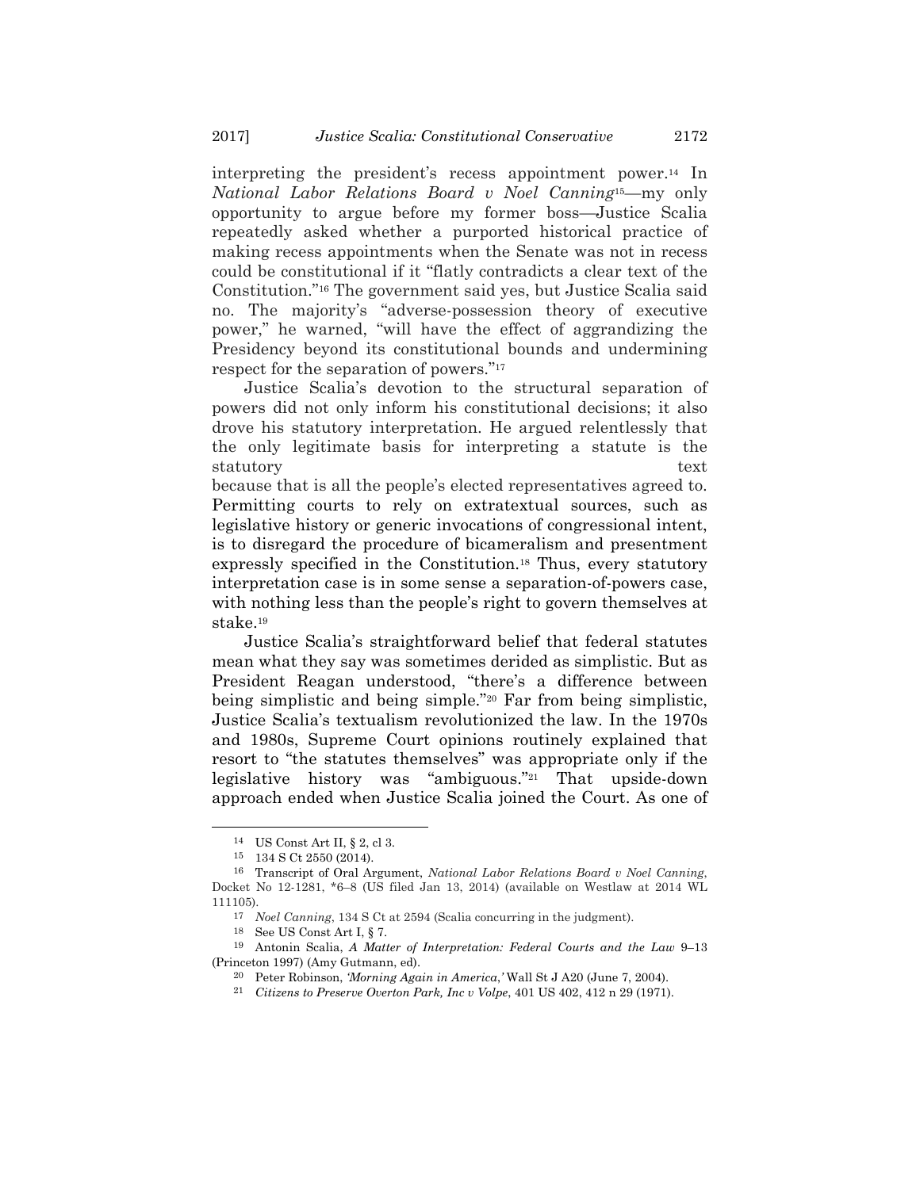interpreting the president's recess appointment power.[14] In *National Labor Relations Board v Noel Canning*[15]—my only opportunity to argue before my former boss—Justice Scalia repeatedly asked whether a purported historical practice of making recess appointments when the Senate was not in recess could be constitutional if it "flatly contradicts a clear text of the Constitution."[16] The government said yes, but Justice Scalia said no. The majority's "adverse-possession theory of executive power," he warned, "will have the effect of aggrandizing the Presidency beyond its constitutional bounds and undermining respect for the separation of powers."[17]

Justice Scalia's devotion to the structural separation of powers did not only inform his constitutional decisions; it also drove his statutory interpretation. He argued relentlessly that the only legitimate basis for interpreting a statute is the statutory text because that is all the people's elected representatives agreed to. Permitting courts to rely on extratextual sources, such as legislative history or generic invocations of congressional intent, is to disregard the procedure of bicameralism and presentment expressly specified in the Constitution.[18] Thus, every statutory interpretation case is in some sense a separation-of-powers case, with nothing less than the people's right to govern themselves at stake.[19]

Justice Scalia's straightforward belief that federal statutes mean what they say was sometimes derided as simplistic. But as President Reagan understood, "there's a difference between being simplistic and being simple."[20] Far from being simplistic, Justice Scalia's textualism revolutionized the law. In the 1970s and 1980s, Supreme Court opinions routinely explained that resort to "the statutes themselves" was appropriate only if the legislative history was "ambiguous."[21] That upside-down approach ended when Justice Scalia joined the Court. As one of

---

[14] US Const Art II, § 2, cl 3.

[15] 134 S Ct 2550 (2014).

[16] Transcript of Oral Argument, *National Labor Relations Board v Noel Canning*, Docket No 12-1281, *6–8 (US filed Jan 13, 2014) (available on Westlaw at 2014 WL 111105).

[17] *Noel Canning*, 134 S Ct at 2594 (Scalia concurring in the judgment).

[18] See US Const Art I, § 7.

[19] Antonin Scalia, *A Matter of Interpretation: Federal Courts and the Law* 9–13 (Princeton 1997) (Amy Gutmann, ed).

[20] Peter Robinson, *'Morning Again in America,'* Wall St J A20 (June 7, 2004).

[21] *Citizens to Preserve Overton Park, Inc v Volpe*, 401 US 402, 412 n 29 (1971).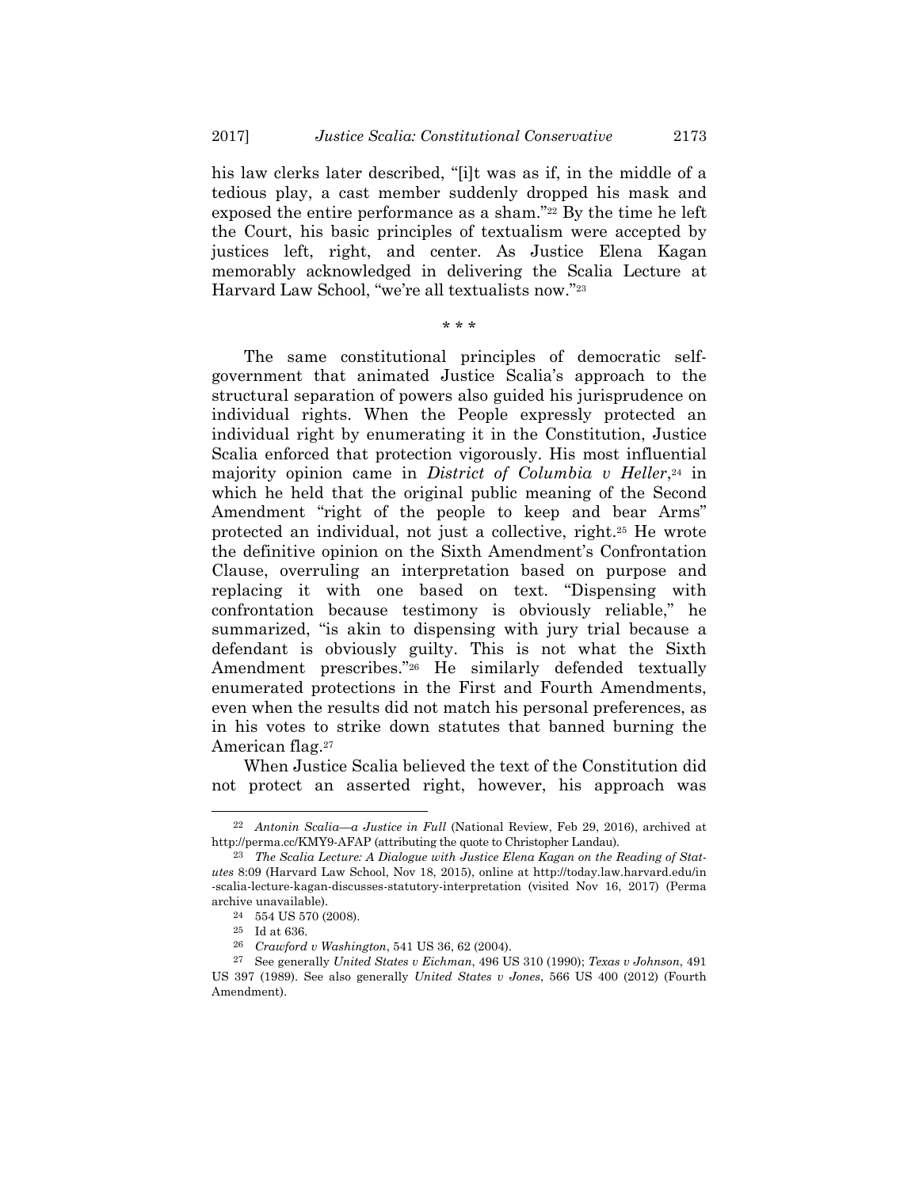his law clerks later described, "[i]t was as if, in the middle of a tedious play, a cast member suddenly dropped his mask and exposed the entire performance as a sham."[22] By the time he left the Court, his basic principles of textualism were accepted by justices left, right, and center. As Justice Elena Kagan memorably acknowledged in delivering the Scalia Lecture at Harvard Law School, "we're all textualists now."[23]

\* \* \*

The same constitutional principles of democratic self-government that animated Justice Scalia's approach to the structural separation of powers also guided his jurisprudence on individual rights. When the People expressly protected an individual right by enumerating it in the Constitution, Justice Scalia enforced that protection vigorously. His most influential majority opinion came in *District of Columbia v Heller*,[24] in which he held that the original public meaning of the Second Amendment "right of the people to keep and bear Arms" protected an individual, not just a collective, right.[25] He wrote the definitive opinion on the Sixth Amendment's Confrontation Clause, overruling an interpretation based on purpose and replacing it with one based on text. "Dispensing with confrontation because testimony is obviously reliable," he summarized, "is akin to dispensing with jury trial because a defendant is obviously guilty. This is not what the Sixth Amendment prescribes."[26] He similarly defended textually enumerated protections in the First and Fourth Amendments, even when the results did not match his personal preferences, as in his votes to strike down statutes that banned burning the American flag.[27]

When Justice Scalia believed the text of the Constitution did not protect an asserted right, however, his approach was

---

[22] *Antonin Scalia—a Justice in Full* (National Review, Feb 29, 2016), archived at http://perma.cc/KMY9-AFAP (attributing the quote to Christopher Landau).

[23] *The Scalia Lecture: A Dialogue with Justice Elena Kagan on the Reading of Statutes* 8:09 (Harvard Law School, Nov 18, 2015), online at http://today.law.harvard.edu/in-scalia-lecture-kagan-discusses-statutory-interpretation (visited Nov 16, 2017) (Perma archive unavailable).

[24] 554 US 570 (2008).

[25] Id at 636.

[26] *Crawford v Washington*, 541 US 36, 62 (2004).

[27] See generally *United States v Eichman*, 496 US 310 (1990); *Texas v Johnson*, 491 US 397 (1989). See also generally *United States v Jones*, 566 US 400 (2012) (Fourth Amendment).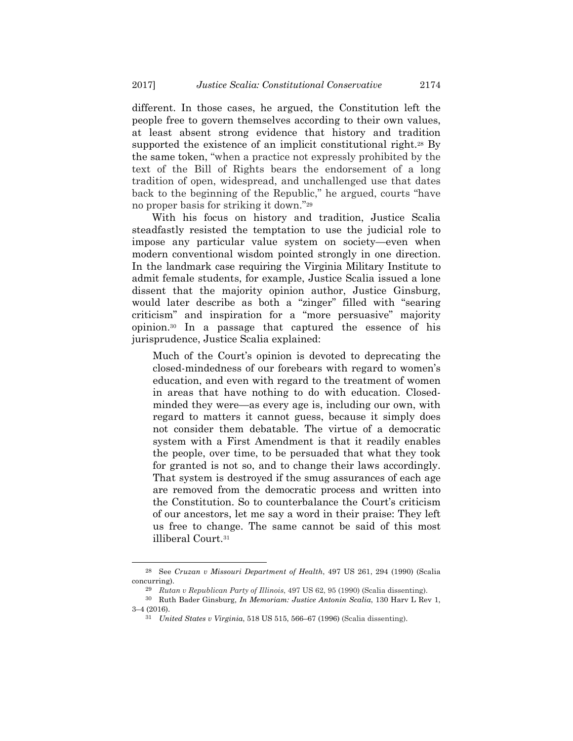different. In those cases, he argued, the Constitution left the people free to govern themselves according to their own values, at least absent strong evidence that history and tradition supported the existence of an implicit constitutional right.[28] By the same token, "when a practice not expressly prohibited by the text of the Bill of Rights bears the endorsement of a long tradition of open, widespread, and unchallenged use that dates back to the beginning of the Republic," he argued, courts "have no proper basis for striking it down."[29]

With his focus on history and tradition, Justice Scalia steadfastly resisted the temptation to use the judicial role to impose any particular value system on society—even when modern conventional wisdom pointed strongly in one direction. In the landmark case requiring the Virginia Military Institute to admit female students, for example, Justice Scalia issued a lone dissent that the majority opinion author, Justice Ginsburg, would later describe as both a "zinger" filled with "searing criticism" and inspiration for a "more persuasive" majority opinion.[30] In a passage that captured the essence of his jurisprudence, Justice Scalia explained:

> Much of the Court's opinion is devoted to deprecating the closed-mindedness of our forebears with regard to women's education, and even with regard to the treatment of women in areas that have nothing to do with education. Closed-minded they were—as every age is, including our own, with regard to matters it cannot guess, because it simply does not consider them debatable. The virtue of a democratic system with a First Amendment is that it readily enables the people, over time, to be persuaded that what they took for granted is not so, and to change their laws accordingly. That system is destroyed if the smug assurances of each age are removed from the democratic process and written into the Constitution. So to counterbalance the Court's criticism of our ancestors, let me say a word in their praise: They left us free to change. The same cannot be said of this most illiberal Court.[31]

---

[28] See *Cruzan v Missouri Department of Health*, 497 US 261, 294 (1990) (Scalia concurring).

[29] *Rutan v Republican Party of Illinois*, 497 US 62, 95 (1990) (Scalia dissenting).

[30] Ruth Bader Ginsburg, *In Memoriam: Justice Antonin Scalia*, 130 Harv L Rev 1, 3–4 (2016).

[31] *United States v Virginia*, 518 US 515, 566–67 (1996) (Scalia dissenting).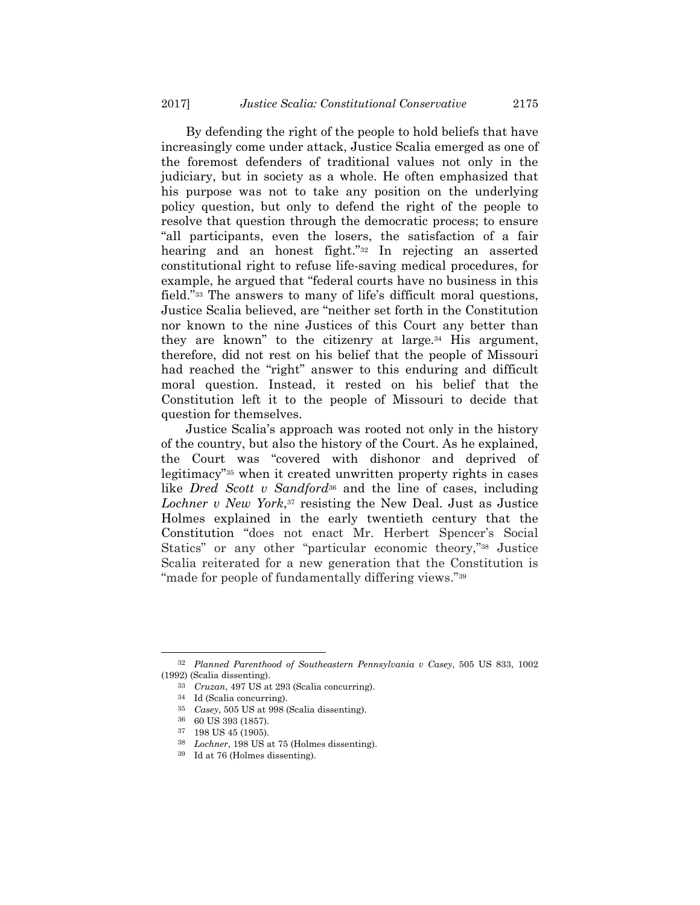By defending the right of the people to hold beliefs that have increasingly come under attack, Justice Scalia emerged as one of the foremost defenders of traditional values not only in the judiciary, but in society as a whole. He often emphasized that his purpose was not to take any position on the underlying policy question, but only to defend the right of the people to resolve that question through the democratic process; to ensure "all participants, even the losers, the satisfaction of a fair hearing and an honest fight."[32] In rejecting an asserted constitutional right to refuse life-saving medical procedures, for example, he argued that "federal courts have no business in this field."[33] The answers to many of life's difficult moral questions, Justice Scalia believed, are "neither set forth in the Constitution nor known to the nine Justices of this Court any better than they are known" to the citizenry at large.[34] His argument, therefore, did not rest on his belief that the people of Missouri had reached the "right" answer to this enduring and difficult moral question. Instead, it rested on his belief that the Constitution left it to the people of Missouri to decide that question for themselves.

Justice Scalia's approach was rooted not only in the history of the country, but also the history of the Court. As he explained, the Court was "covered with dishonor and deprived of legitimacy"[35] when it created unwritten property rights in cases like *Dred Scott v Sandford*[36] and the line of cases, including *Lochner v New York*,[37] resisting the New Deal. Just as Justice Holmes explained in the early twentieth century that the Constitution "does not enact Mr. Herbert Spencer's Social Statics" or any other "particular economic theory,"[38] Justice Scalia reiterated for a new generation that the Constitution is "made for people of fundamentally differing views."[39]

---

[32] *Planned Parenthood of Southeastern Pennsylvania v Casey*, 505 US 833, 1002 (1992) (Scalia dissenting).

[33] *Cruzan*, 497 US at 293 (Scalia concurring).

[34] Id (Scalia concurring).

[35] *Casey*, 505 US at 998 (Scalia dissenting).

[36] 60 US 393 (1857).

[37] 198 US 45 (1905).

[38] *Lochner*, 198 US at 75 (Holmes dissenting).

[39] Id at 76 (Holmes dissenting).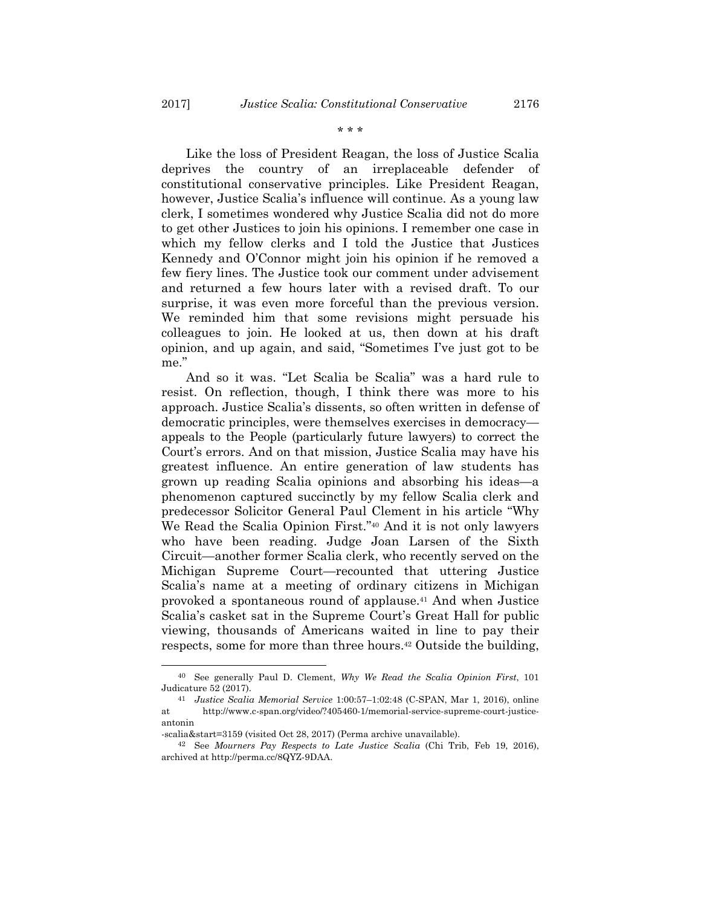\* \* \*

Like the loss of President Reagan, the loss of Justice Scalia deprives the country of an irreplaceable defender of constitutional conservative principles. Like President Reagan, however, Justice Scalia's influence will continue. As a young law clerk, I sometimes wondered why Justice Scalia did not do more to get other Justices to join his opinions. I remember one case in which my fellow clerks and I told the Justice that Justices Kennedy and O'Connor might join his opinion if he removed a few fiery lines. The Justice took our comment under advisement and returned a few hours later with a revised draft. To our surprise, it was even more forceful than the previous version. We reminded him that some revisions might persuade his colleagues to join. He looked at us, then down at his draft opinion, and up again, and said, "Sometimes I've just got to be me."

And so it was. "Let Scalia be Scalia" was a hard rule to resist. On reflection, though, I think there was more to his approach. Justice Scalia's dissents, so often written in defense of democratic principles, were themselves exercises in democracy—appeals to the People (particularly future lawyers) to correct the Court's errors. And on that mission, Justice Scalia may have his greatest influence. An entire generation of law students has grown up reading Scalia opinions and absorbing his ideas—a phenomenon captured succinctly by my fellow Scalia clerk and predecessor Solicitor General Paul Clement in his article "Why We Read the Scalia Opinion First."[40] And it is not only lawyers who have been reading. Judge Joan Larsen of the Sixth Circuit—another former Scalia clerk, who recently served on the Michigan Supreme Court—recounted that uttering Justice Scalia's name at a meeting of ordinary citizens in Michigan provoked a spontaneous round of applause.[41] And when Justice Scalia's casket sat in the Supreme Court's Great Hall for public viewing, thousands of Americans waited in line to pay their respects, some for more than three hours.[42] Outside the building,

---

[40] See generally Paul D. Clement, *Why We Read the Scalia Opinion First*, 101 Judicature 52 (2017).

[41] *Justice Scalia Memorial Service* 1:00:57–1:02:48 (C-SPAN, Mar 1, 2016), online at http://www.c-span.org/video/?405460-1/memorial-service-supreme-court-justice-antonin-scalia&start=3159 (visited Oct 28, 2017) (Perma archive unavailable).

[42] See *Mourners Pay Respects to Late Justice Scalia* (Chi Trib, Feb 19, 2016), archived at http://perma.cc/8QYZ-9DAA.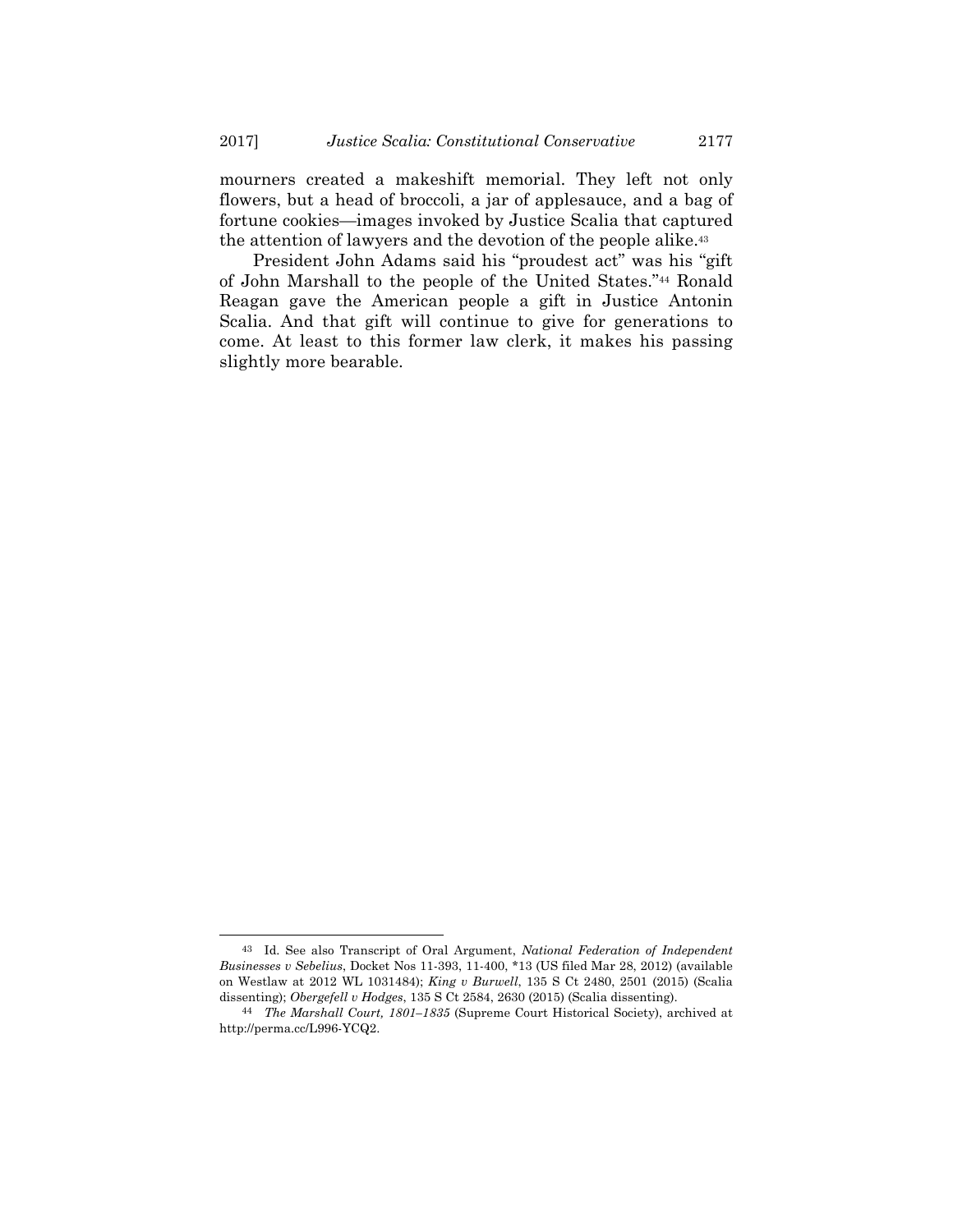mourners created a makeshift memorial. They left not only flowers, but a head of broccoli, a jar of applesauce, and a bag of fortune cookies—images invoked by Justice Scalia that captured the attention of lawyers and the devotion of the people alike.[43]

President John Adams said his "proudest act" was his "gift of John Marshall to the people of the United States."[44] Ronald Reagan gave the American people a gift in Justice Antonin Scalia. And that gift will continue to give for generations to come. At least to this former law clerk, it makes his passing slightly more bearable.

---

[43] Id. See also Transcript of Oral Argument, *National Federation of Independent Businesses v Sebelius*, Docket Nos 11-393, 11-400, *13 (US filed Mar 28, 2012) (available on Westlaw at 2012 WL 1031484); *King v Burwell*, 135 S Ct 2480, 2501 (2015) (Scalia dissenting); *Obergefell v Hodges*, 135 S Ct 2584, 2630 (2015) (Scalia dissenting).

[44] *The Marshall Court, 1801–1835* (Supreme Court Historical Society), archived at http://perma.cc/L996-YCQ2.